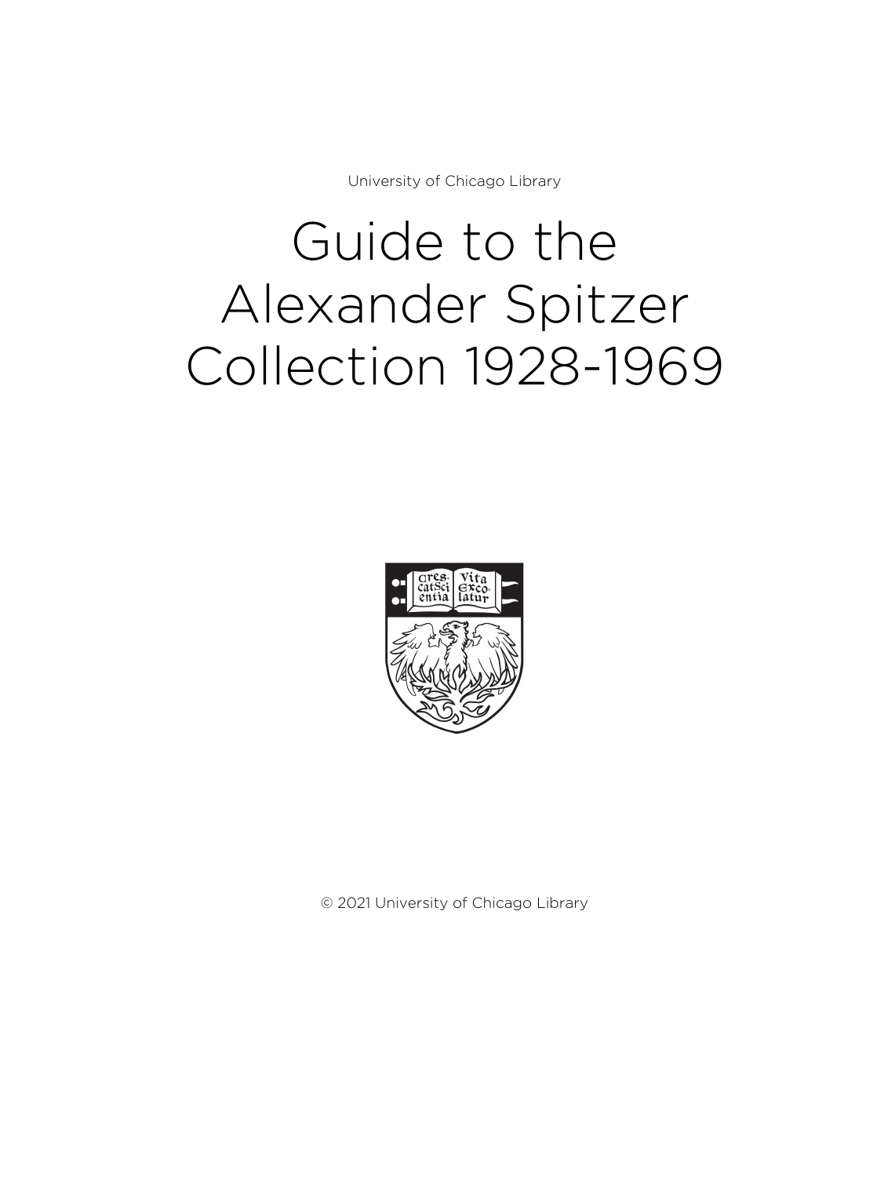University of Chicago Library

# Guide to the Alexander Spitzer Collection 1928-1969

© 2021 University of Chicago Library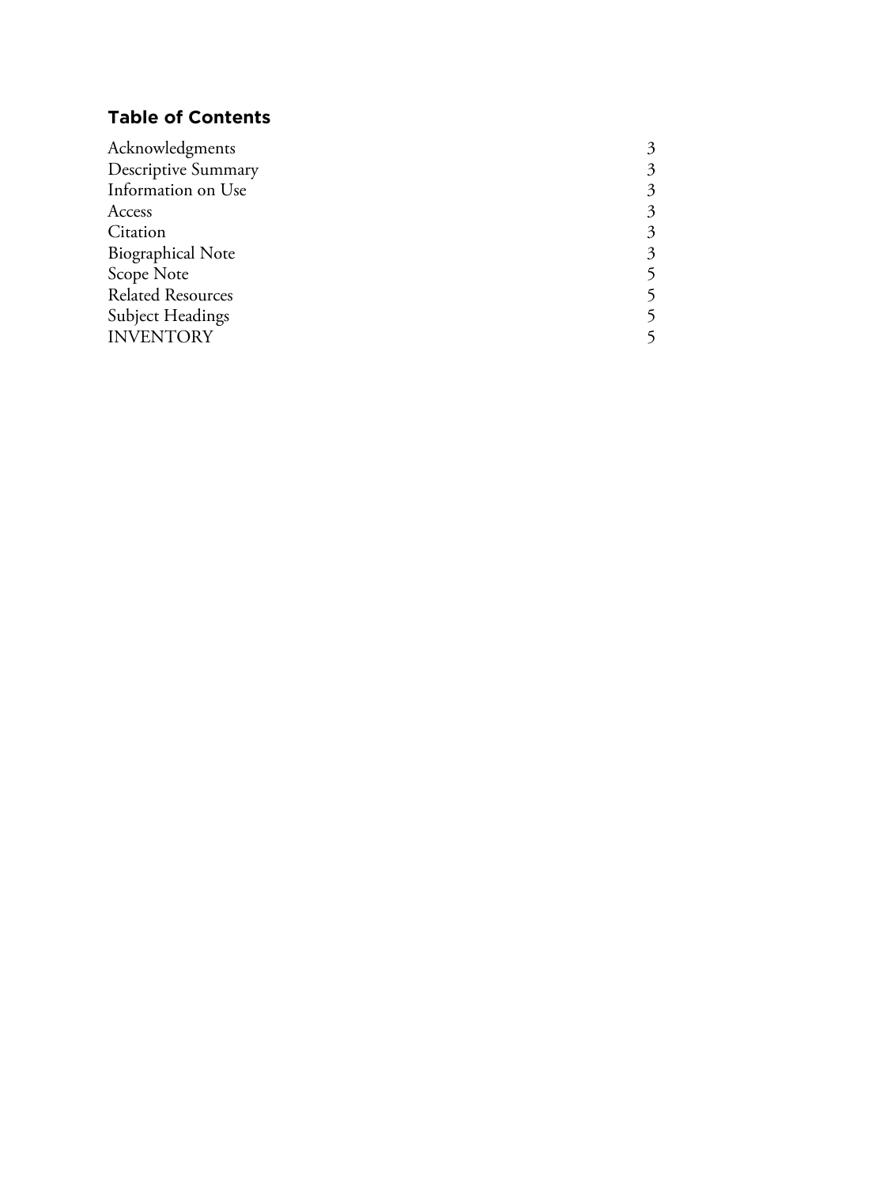## Table of Contents

| | |
|---|---|
| Acknowledgments | 3 |
| Descriptive Summary | 3 |
| Information on Use | 3 |
| Access | 3 |
| Citation | 3 |
| Biographical Note | 3 |
| Scope Note | 5 |
| Related Resources | 5 |
| Subject Headings | 5 |
| INVENTORY | 5 |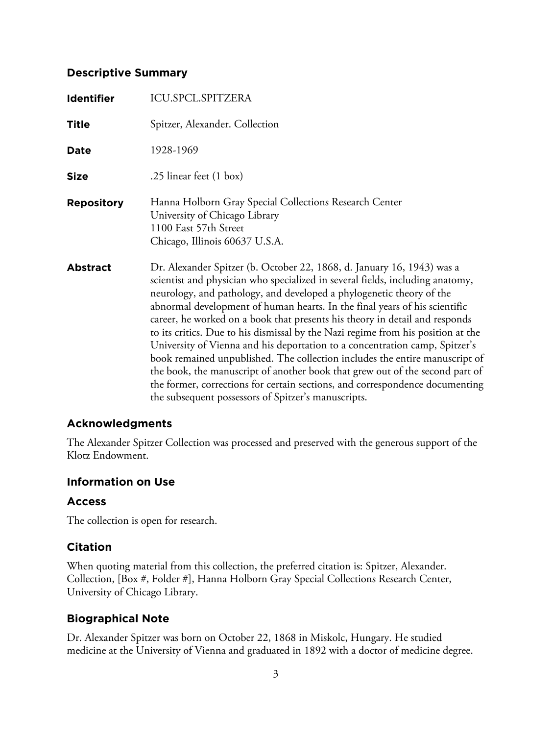## Descriptive Summary

**Identifier** ICU.SPCL.SPITZERA

**Title** Spitzer, Alexander. Collection

**Date** 1928-1969

**Size** .25 linear feet (1 box)

**Repository** Hanna Holborn Gray Special Collections Research Center
University of Chicago Library
1100 East 57th Street
Chicago, Illinois 60637 U.S.A.

**Abstract** Dr. Alexander Spitzer (b. October 22, 1868, d. January 16, 1943) was a scientist and physician who specialized in several fields, including anatomy, neurology, and pathology, and developed a phylogenetic theory of the abnormal development of human hearts. In the final years of his scientific career, he worked on a book that presents his theory in detail and responds to its critics. Due to his dismissal by the Nazi regime from his position at the University of Vienna and his deportation to a concentration camp, Spitzer's book remained unpublished. The collection includes the entire manuscript of the book, the manuscript of another book that grew out of the second part of the former, corrections for certain sections, and correspondence documenting the subsequent possessors of Spitzer's manuscripts.

## Acknowledgments

The Alexander Spitzer Collection was processed and preserved with the generous support of the Klotz Endowment.

## Information on Use

### Access

The collection is open for research.

## Citation

When quoting material from this collection, the preferred citation is: Spitzer, Alexander. Collection, [Box #, Folder #], Hanna Holborn Gray Special Collections Research Center, University of Chicago Library.

## Biographical Note

Dr. Alexander Spitzer was born on October 22, 1868 in Miskolc, Hungary. He studied medicine at the University of Vienna and graduated in 1892 with a doctor of medicine degree.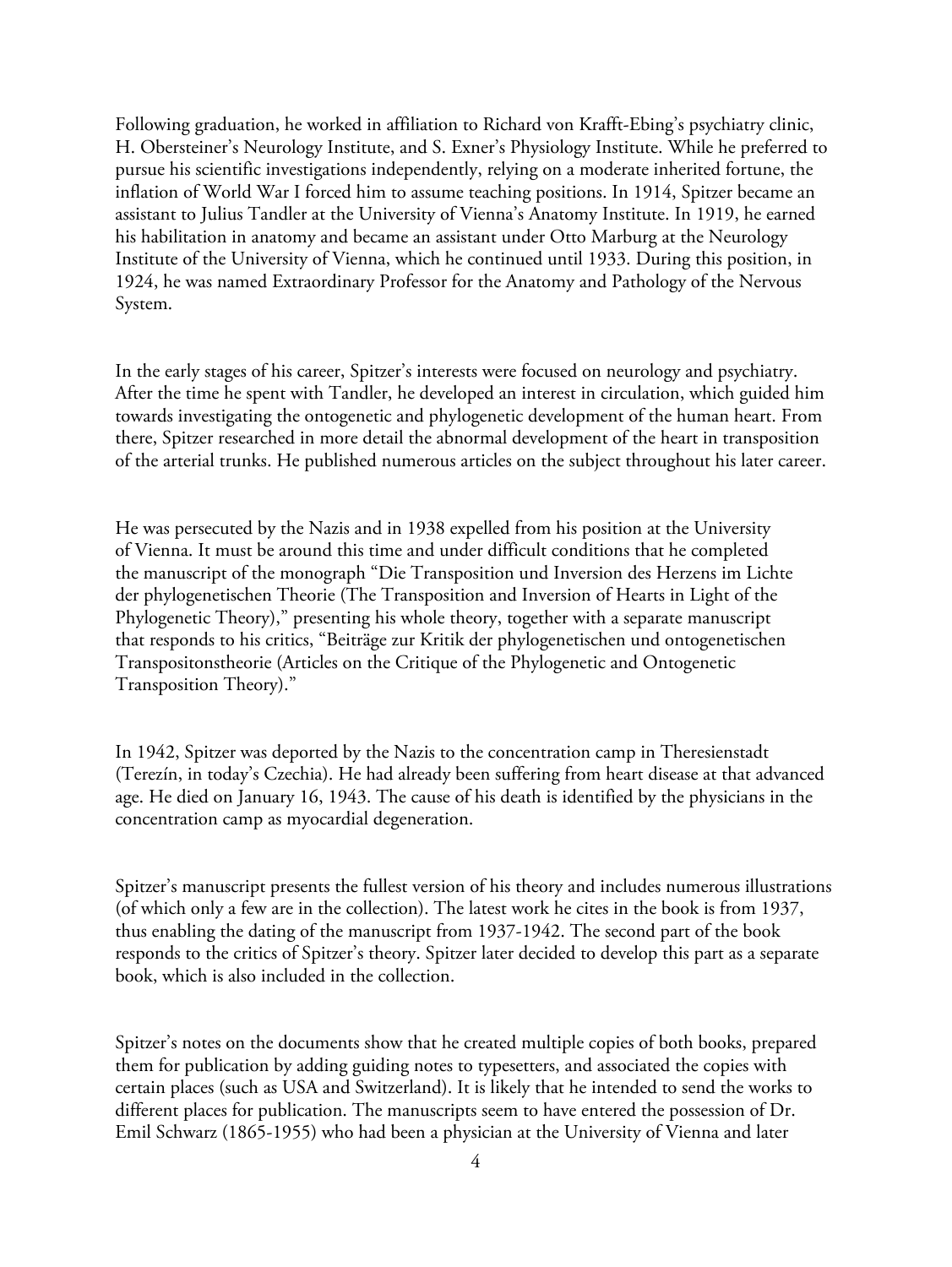Following graduation, he worked in affiliation to Richard von Krafft-Ebing's psychiatry clinic, H. Obersteiner's Neurology Institute, and S. Exner's Physiology Institute. While he preferred to pursue his scientific investigations independently, relying on a moderate inherited fortune, the inflation of World War I forced him to assume teaching positions. In 1914, Spitzer became an assistant to Julius Tandler at the University of Vienna's Anatomy Institute. In 1919, he earned his habilitation in anatomy and became an assistant under Otto Marburg at the Neurology Institute of the University of Vienna, which he continued until 1933. During this position, in 1924, he was named Extraordinary Professor for the Anatomy and Pathology of the Nervous System.

In the early stages of his career, Spitzer's interests were focused on neurology and psychiatry. After the time he spent with Tandler, he developed an interest in circulation, which guided him towards investigating the ontogenetic and phylogenetic development of the human heart. From there, Spitzer researched in more detail the abnormal development of the heart in transposition of the arterial trunks. He published numerous articles on the subject throughout his later career.

He was persecuted by the Nazis and in 1938 expelled from his position at the University of Vienna. It must be around this time and under difficult conditions that he completed the manuscript of the monograph "Die Transposition und Inversion des Herzens im Lichte der phylogenetischen Theorie (The Transposition and Inversion of Hearts in Light of the Phylogenetic Theory)," presenting his whole theory, together with a separate manuscript that responds to his critics, "Beiträge zur Kritik der phylogenetischen und ontogenetischen Transpositonstheorie (Articles on the Critique of the Phylogenetic and Ontogenetic Transposition Theory)."

In 1942, Spitzer was deported by the Nazis to the concentration camp in Theresienstadt (Terezín, in today's Czechia). He had already been suffering from heart disease at that advanced age. He died on January 16, 1943. The cause of his death is identified by the physicians in the concentration camp as myocardial degeneration.

Spitzer's manuscript presents the fullest version of his theory and includes numerous illustrations (of which only a few are in the collection). The latest work he cites in the book is from 1937, thus enabling the dating of the manuscript from 1937-1942. The second part of the book responds to the critics of Spitzer's theory. Spitzer later decided to develop this part as a separate book, which is also included in the collection.

Spitzer's notes on the documents show that he created multiple copies of both books, prepared them for publication by adding guiding notes to typesetters, and associated the copies with certain places (such as USA and Switzerland). It is likely that he intended to send the works to different places for publication. The manuscripts seem to have entered the possession of Dr. Emil Schwarz (1865-1955) who had been a physician at the University of Vienna and later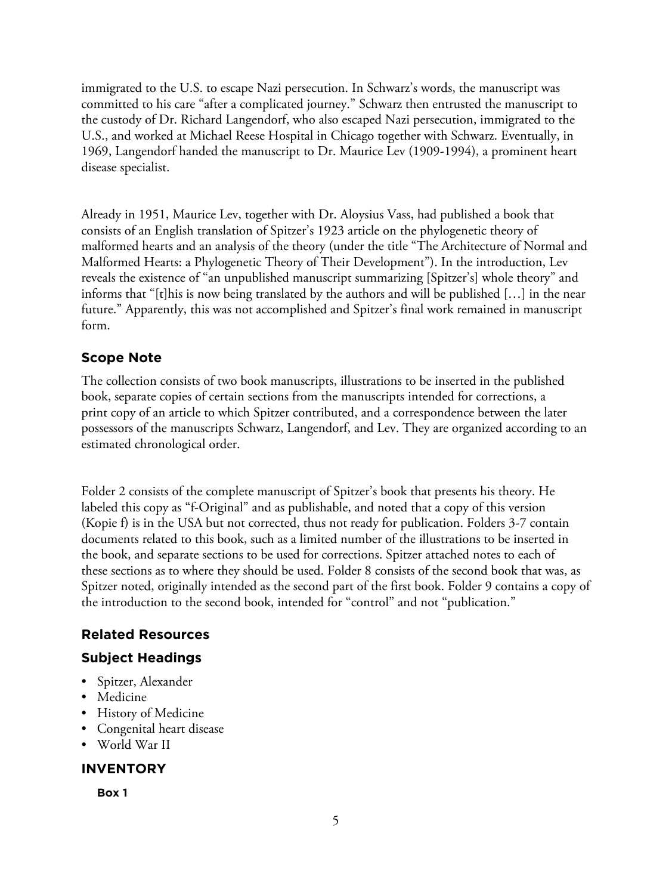immigrated to the U.S. to escape Nazi persecution. In Schwarz's words, the manuscript was committed to his care "after a complicated journey." Schwarz then entrusted the manuscript to the custody of Dr. Richard Langendorf, who also escaped Nazi persecution, immigrated to the U.S., and worked at Michael Reese Hospital in Chicago together with Schwarz. Eventually, in 1969, Langendorf handed the manuscript to Dr. Maurice Lev (1909-1994), a prominent heart disease specialist.

Already in 1951, Maurice Lev, together with Dr. Aloysius Vass, had published a book that consists of an English translation of Spitzer's 1923 article on the phylogenetic theory of malformed hearts and an analysis of the theory (under the title "The Architecture of Normal and Malformed Hearts: a Phylogenetic Theory of Their Development"). In the introduction, Lev reveals the existence of "an unpublished manuscript summarizing [Spitzer's] whole theory" and informs that "[t]his is now being translated by the authors and will be published […] in the near future." Apparently, this was not accomplished and Spitzer's final work remained in manuscript form.

## Scope Note

The collection consists of two book manuscripts, illustrations to be inserted in the published book, separate copies of certain sections from the manuscripts intended for corrections, a print copy of an article to which Spitzer contributed, and a correspondence between the later possessors of the manuscripts Schwarz, Langendorf, and Lev. They are organized according to an estimated chronological order.

Folder 2 consists of the complete manuscript of Spitzer's book that presents his theory. He labeled this copy as "f-Original" and as publishable, and noted that a copy of this version (Kopie f) is in the USA but not corrected, thus not ready for publication. Folders 3-7 contain documents related to this book, such as a limited number of the illustrations to be inserted in the book, and separate sections to be used for corrections. Spitzer attached notes to each of these sections as to where they should be used. Folder 8 consists of the second book that was, as Spitzer noted, originally intended as the second part of the first book. Folder 9 contains a copy of the introduction to the second book, intended for "control" and not "publication."

## Related Resources

## Subject Headings

- Spitzer, Alexander
- Medicine
- History of Medicine
- Congenital heart disease
- World War II

## INVENTORY

### Box 1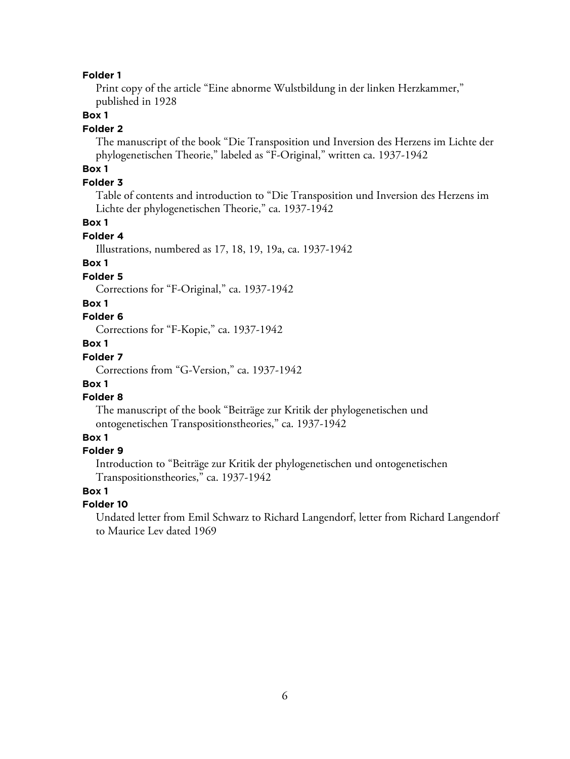**Folder 1**

Print copy of the article “Eine abnorme Wulstbildung in der linken Herzkammer,” published in 1928

**Box 1**

**Folder 2**

The manuscript of the book “Die Transposition und Inversion des Herzens im Lichte der phylogenetischen Theorie,” labeled as “F-Original,” written ca. 1937-1942

**Box 1**

**Folder 3**

Table of contents and introduction to “Die Transposition und Inversion des Herzens im Lichte der phylogenetischen Theorie,” ca. 1937-1942

**Box 1**

**Folder 4**

Illustrations, numbered as 17, 18, 19, 19a, ca. 1937-1942

**Box 1**

**Folder 5**

Corrections for “F-Original,” ca. 1937-1942

**Box 1**

**Folder 6**

Corrections for “F-Kopie,” ca. 1937-1942

**Box 1**

**Folder 7**

Corrections from “G-Version,” ca. 1937-1942

**Box 1**

**Folder 8**

The manuscript of the book “Beiträge zur Kritik der phylogenetischen und ontogenetischen Transpositionstheories,” ca. 1937-1942

**Box 1**

**Folder 9**

Introduction to “Beiträge zur Kritik der phylogenetischen und ontogenetischen Transpositionstheories,” ca. 1937-1942

**Box 1**

**Folder 10**

Undated letter from Emil Schwarz to Richard Langendorf, letter from Richard Langendorf to Maurice Lev dated 1969